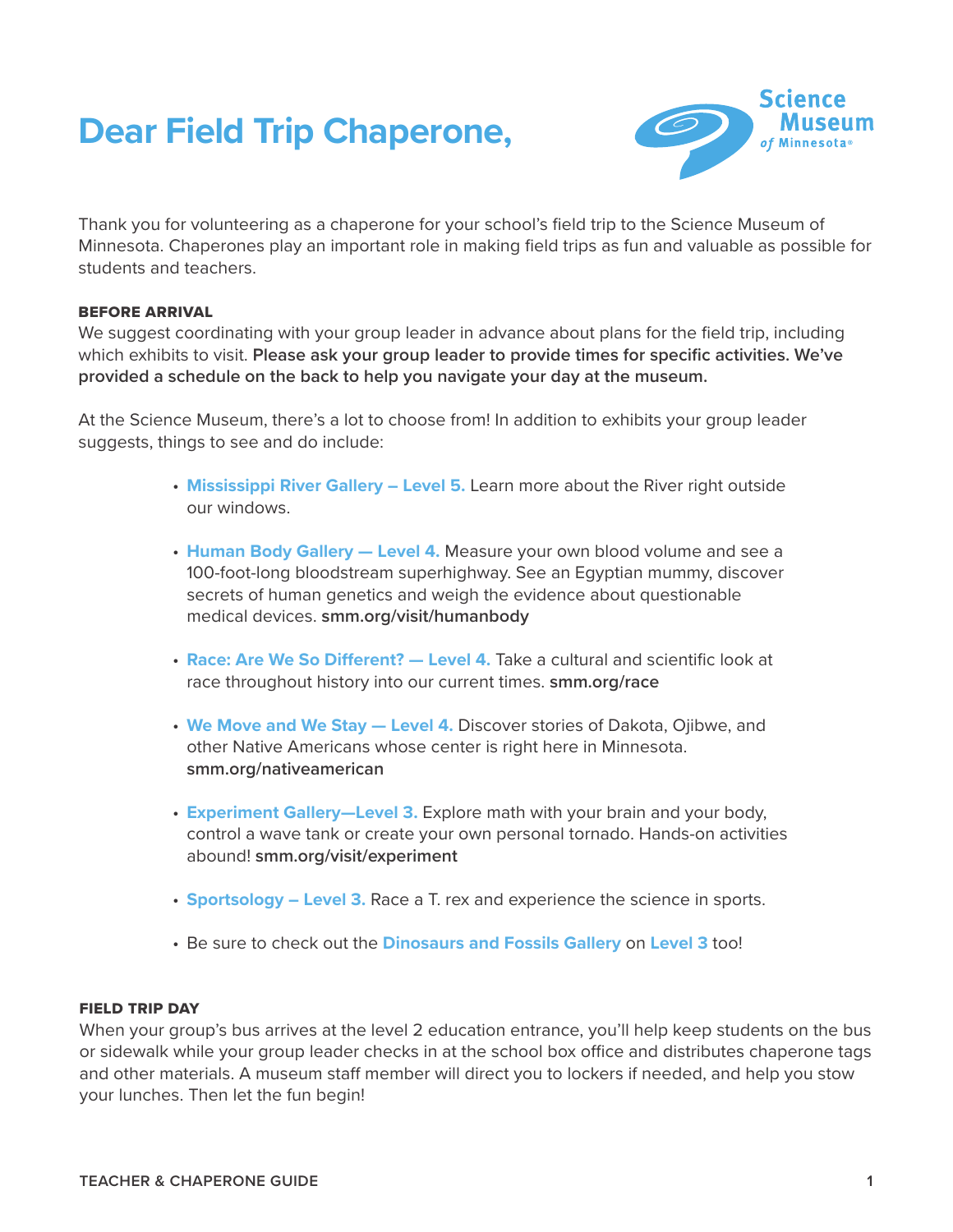# Dear Field Trip Chaperone,

Thank you for volunteering as a chaperone for your school's field trip to the Science Museum of Minnesota. Chaperones play an important role in making field trips as fun and valuable as possible for students and teachers.

### BEFORE ARRIVAL

We suggest coordinating with your group leader in advance about plans for the field trip, including which exhibits to visit. **Please ask your group leader to provide times for specific activities. We've provided a schedule on the back to help you navigate your day at the museum.**

At the Science Museum, there's a lot to choose from! In addition to exhibits your group leader suggests, things to see and do include:

- **Mississippi River Gallery – Level 5.** Learn more about the River right outside our windows.
- **Human Body Gallery — Level 4.** Measure your own blood volume and see a 100-foot-long bloodstream superhighway. See an Egyptian mummy, discover secrets of human genetics and weigh the evidence about questionable medical devices. **smm.org/visit/humanbody**
- **Race: Are We So Different? — Level 4.** Take a cultural and scientific look at race throughout history into our current times. **smm.org/race**
- **We Move and We Stay — Level 4.** Discover stories of Dakota, Ojibwe, and other Native Americans whose center is right here in Minnesota. **smm.org/nativeamerican**
- **Experiment Gallery—Level 3.** Explore math with your brain and your body, control a wave tank or create your own personal tornado. Hands-on activities abound! **smm.org/visit/experiment**
- **Sportsology – Level 3.** Race a T. rex and experience the science in sports.
- Be sure to check out the **Dinosaurs and Fossils Gallery** on **Level 3** too!

### FIELD TRIP DAY

When your group's bus arrives at the level 2 education entrance, you'll help keep students on the bus or sidewalk while your group leader checks in at the school box office and distributes chaperone tags and other materials. A museum staff member will direct you to lockers if needed, and help you stow your lunches. Then let the fun begin!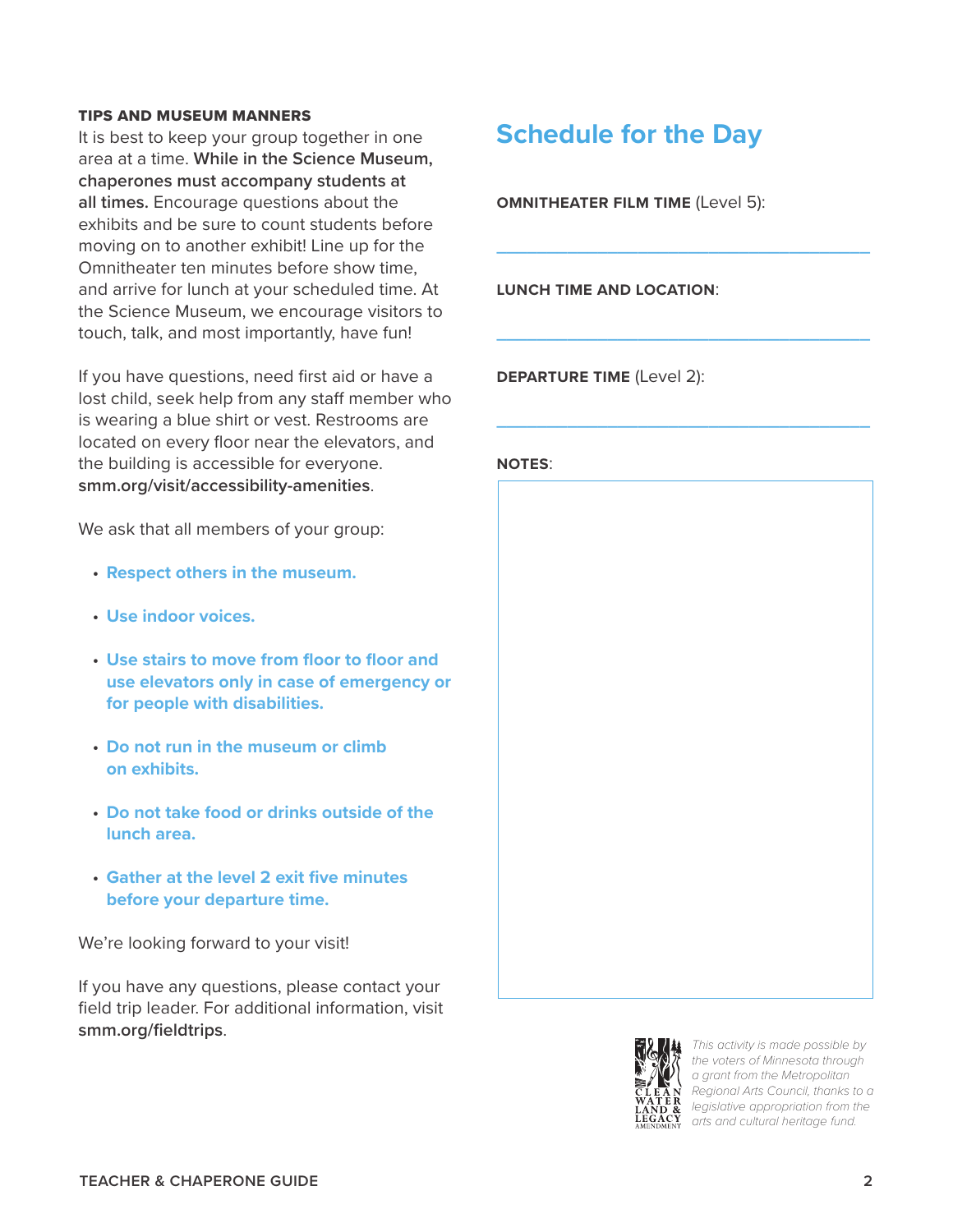**TIPS AND MUSEUM MANNERS**

It is best to keep your group together in one area at a time. **While in the Science Museum, chaperones must accompany students at all times.** Encourage questions about the exhibits and be sure to count students before moving on to another exhibit! Line up for the Omnitheater ten minutes before show time, and arrive for lunch at your scheduled time. At the Science Museum, we encourage visitors to touch, talk, and most importantly, have fun!

If you have questions, need first aid or have a lost child, seek help from any staff member who is wearing a blue shirt or vest. Restrooms are located on every floor near the elevators, and the building is accessible for everyone. smm.org/visit/accessibility-amenities.

We ask that all members of your group:

- **Respect others in the museum.**
- **Use indoor voices.**
- **Use stairs to move from floor to floor and use elevators only in case of emergency or for people with disabilities.**
- **Do not run in the museum or climb on exhibits.**
- **Do not take food or drinks outside of the lunch area.**
- **Gather at the level 2 exit five minutes before your departure time.**

We're looking forward to your visit!

If you have any questions, please contact your field trip leader. For additional information, visit smm.org/fieldtrips.

## Schedule for the Day

**OMNITHEATER FILM TIME** (Level 5):

______________________________

**LUNCH TIME AND LOCATION**:

______________________________

**DEPARTURE TIME** (Level 2):

______________________________

**NOTES**:

CLEAN WATER LAND & LEGACY AMENDMENT

*This activity is made possible by the voters of Minnesota through a grant from the Metropolitan Regional Arts Council, thanks to a legislative appropriation from the arts and cultural heritage fund.*